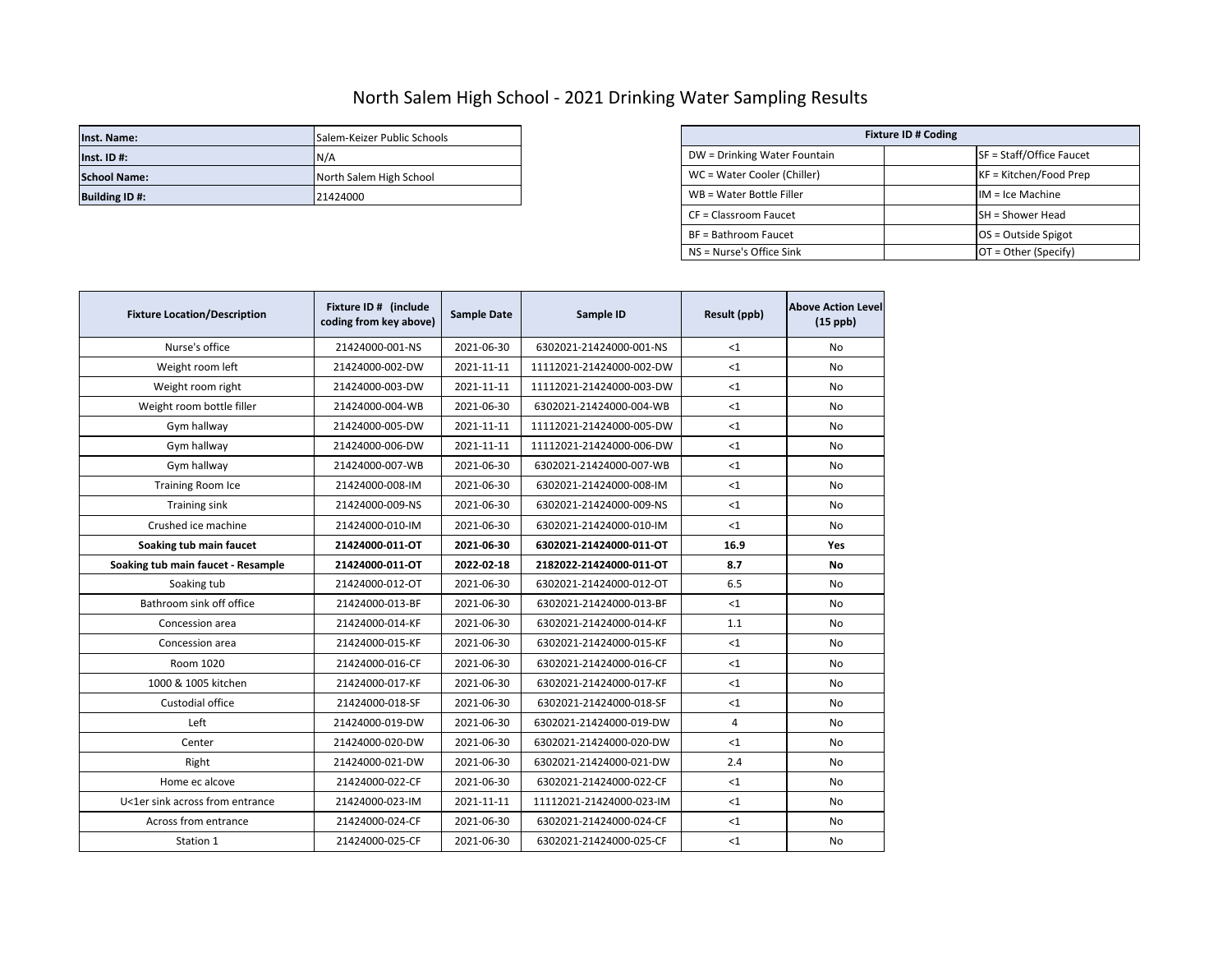# North Salem High School - 2021 Drinking Water Sampling Results

| | |
|---|---|
| **Inst. Name:** | Salem-Keizer Public Schools |
| **Inst. ID #:** | N/A |
| **School Name:** | North Salem High School |
| **Building ID #:** | 21424000 |

| Fixture ID # Coding | | |
|---|---|---|
| DW = Drinking Water Fountain | | SF = Staff/Office Faucet |
| WC = Water Cooler (Chiller) | | KF = Kitchen/Food Prep |
| WB = Water Bottle Filler | | IM = Ice Machine |
| CF = Classroom Faucet | | SH = Shower Head |
| BF = Bathroom Faucet | | OS = Outside Spigot |
| NS = Nurse's Office Sink | | OT = Other (Specify) |

| Fixture Location/Description | Fixture ID # (include coding from key above) | Sample Date | Sample ID | Result (ppb) | Above Action Level (15 ppb) |
|---|---|---|---|---|---|
| Nurse's office | 21424000-001-NS | 2021-06-30 | 6302021-21424000-001-NS | <1 | No |
| Weight room left | 21424000-002-DW | 2021-11-11 | 11112021-21424000-002-DW | <1 | No |
| Weight room right | 21424000-003-DW | 2021-11-11 | 11112021-21424000-003-DW | <1 | No |
| Weight room bottle filler | 21424000-004-WB | 2021-06-30 | 6302021-21424000-004-WB | <1 | No |
| Gym hallway | 21424000-005-DW | 2021-11-11 | 11112021-21424000-005-DW | <1 | No |
| Gym hallway | 21424000-006-DW | 2021-11-11 | 11112021-21424000-006-DW | <1 | No |
| Gym hallway | 21424000-007-WB | 2021-06-30 | 6302021-21424000-007-WB | <1 | No |
| Training Room Ice | 21424000-008-IM | 2021-06-30 | 6302021-21424000-008-IM | <1 | No |
| Training sink | 21424000-009-NS | 2021-06-30 | 6302021-21424000-009-NS | <1 | No |
| Crushed ice machine | 21424000-010-IM | 2021-06-30 | 6302021-21424000-010-IM | <1 | No |
| **Soaking tub main faucet** | **21424000-011-OT** | **2021-06-30** | **6302021-21424000-011-OT** | **16.9** | **Yes** |
| **Soaking tub main faucet - Resample** | **21424000-011-OT** | **2022-02-18** | **2182022-21424000-011-OT** | **8.7** | **No** |
| Soaking tub | 21424000-012-OT | 2021-06-30 | 6302021-21424000-012-OT | 6.5 | No |
| Bathroom sink off office | 21424000-013-BF | 2021-06-30 | 6302021-21424000-013-BF | <1 | No |
| Concession area | 21424000-014-KF | 2021-06-30 | 6302021-21424000-014-KF | 1.1 | No |
| Concession area | 21424000-015-KF | 2021-06-30 | 6302021-21424000-015-KF | <1 | No |
| Room 1020 | 21424000-016-CF | 2021-06-30 | 6302021-21424000-016-CF | <1 | No |
| 1000 & 1005 kitchen | 21424000-017-KF | 2021-06-30 | 6302021-21424000-017-KF | <1 | No |
| Custodial office | 21424000-018-SF | 2021-06-30 | 6302021-21424000-018-SF | <1 | No |
| Left | 21424000-019-DW | 2021-06-30 | 6302021-21424000-019-DW | 4 | No |
| Center | 21424000-020-DW | 2021-06-30 | 6302021-21424000-020-DW | <1 | No |
| Right | 21424000-021-DW | 2021-06-30 | 6302021-21424000-021-DW | 2.4 | No |
| Home ec alcove | 21424000-022-CF | 2021-06-30 | 6302021-21424000-022-CF | <1 | No |
| U<1er sink across from entrance | 21424000-023-IM | 2021-11-11 | 11112021-21424000-023-IM | <1 | No |
| Across from entrance | 21424000-024-CF | 2021-06-30 | 6302021-21424000-024-CF | <1 | No |
| Station 1 | 21424000-025-CF | 2021-06-30 | 6302021-21424000-025-CF | <1 | No |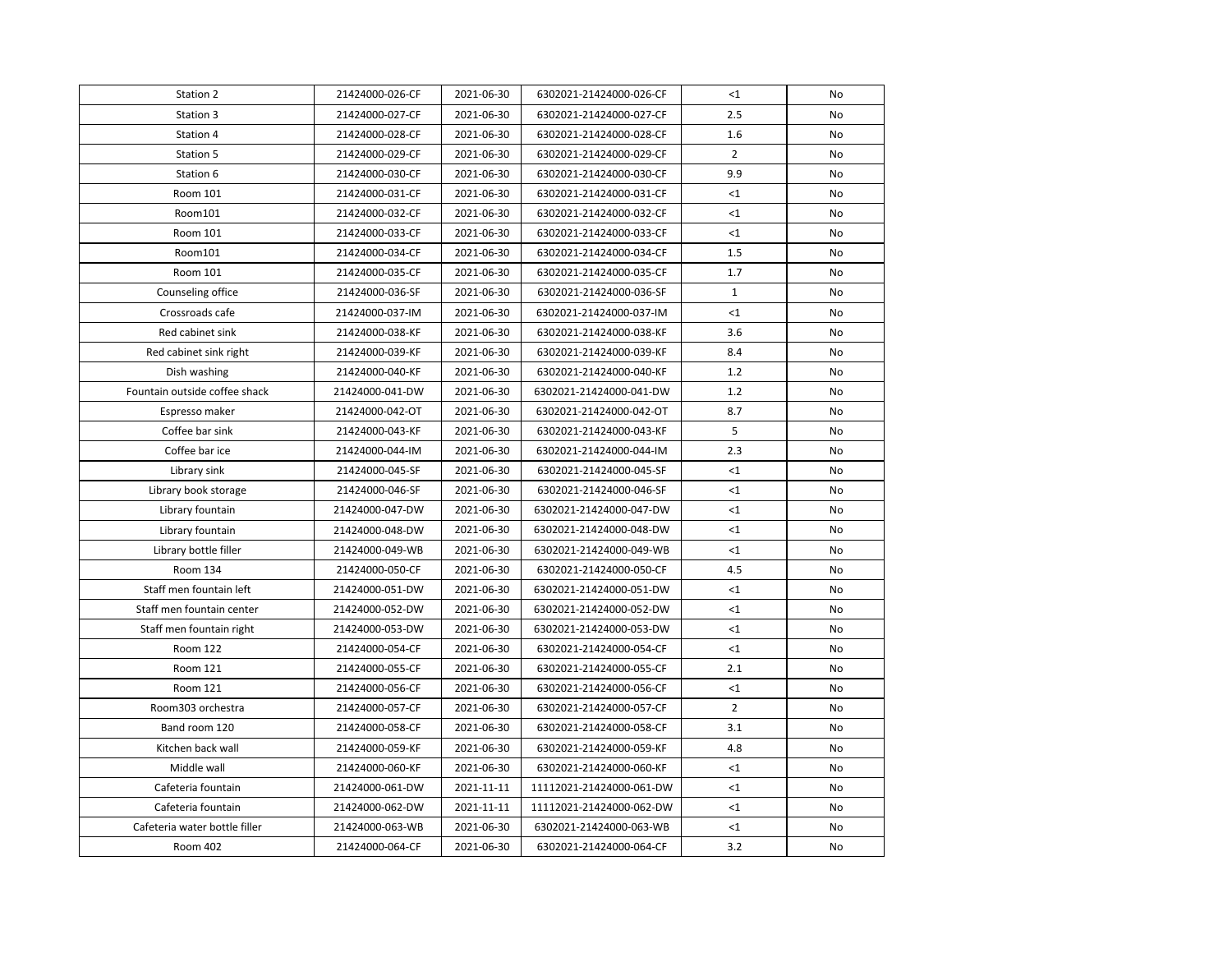| Station 2 | 21424000-026-CF | 2021-06-30 | 6302021-21424000-026-CF | <1 | No |
|---|---|---|---|---|---|
| Station 3 | 21424000-027-CF | 2021-06-30 | 6302021-21424000-027-CF | 2.5 | No |
| Station 4 | 21424000-028-CF | 2021-06-30 | 6302021-21424000-028-CF | 1.6 | No |
| Station 5 | 21424000-029-CF | 2021-06-30 | 6302021-21424000-029-CF | 2 | No |
| Station 6 | 21424000-030-CF | 2021-06-30 | 6302021-21424000-030-CF | 9.9 | No |
| Room 101 | 21424000-031-CF | 2021-06-30 | 6302021-21424000-031-CF | <1 | No |
| Room101 | 21424000-032-CF | 2021-06-30 | 6302021-21424000-032-CF | <1 | No |
| Room 101 | 21424000-033-CF | 2021-06-30 | 6302021-21424000-033-CF | <1 | No |
| Room101 | 21424000-034-CF | 2021-06-30 | 6302021-21424000-034-CF | 1.5 | No |
| Room 101 | 21424000-035-CF | 2021-06-30 | 6302021-21424000-035-CF | 1.7 | No |
| Counseling office | 21424000-036-SF | 2021-06-30 | 6302021-21424000-036-SF | 1 | No |
| Crossroads cafe | 21424000-037-IM | 2021-06-30 | 6302021-21424000-037-IM | <1 | No |
| Red cabinet sink | 21424000-038-KF | 2021-06-30 | 6302021-21424000-038-KF | 3.6 | No |
| Red cabinet sink right | 21424000-039-KF | 2021-06-30 | 6302021-21424000-039-KF | 8.4 | No |
| Dish washing | 21424000-040-KF | 2021-06-30 | 6302021-21424000-040-KF | 1.2 | No |
| Fountain outside coffee shack | 21424000-041-DW | 2021-06-30 | 6302021-21424000-041-DW | 1.2 | No |
| Espresso maker | 21424000-042-OT | 2021-06-30 | 6302021-21424000-042-OT | 8.7 | No |
| Coffee bar sink | 21424000-043-KF | 2021-06-30 | 6302021-21424000-043-KF | 5 | No |
| Coffee bar ice | 21424000-044-IM | 2021-06-30 | 6302021-21424000-044-IM | 2.3 | No |
| Library sink | 21424000-045-SF | 2021-06-30 | 6302021-21424000-045-SF | <1 | No |
| Library book storage | 21424000-046-SF | 2021-06-30 | 6302021-21424000-046-SF | <1 | No |
| Library fountain | 21424000-047-DW | 2021-06-30 | 6302021-21424000-047-DW | <1 | No |
| Library fountain | 21424000-048-DW | 2021-06-30 | 6302021-21424000-048-DW | <1 | No |
| Library bottle filler | 21424000-049-WB | 2021-06-30 | 6302021-21424000-049-WB | <1 | No |
| Room 134 | 21424000-050-CF | 2021-06-30 | 6302021-21424000-050-CF | 4.5 | No |
| Staff men fountain left | 21424000-051-DW | 2021-06-30 | 6302021-21424000-051-DW | <1 | No |
| Staff men fountain center | 21424000-052-DW | 2021-06-30 | 6302021-21424000-052-DW | <1 | No |
| Staff men fountain right | 21424000-053-DW | 2021-06-30 | 6302021-21424000-053-DW | <1 | No |
| Room 122 | 21424000-054-CF | 2021-06-30 | 6302021-21424000-054-CF | <1 | No |
| Room 121 | 21424000-055-CF | 2021-06-30 | 6302021-21424000-055-CF | 2.1 | No |
| Room 121 | 21424000-056-CF | 2021-06-30 | 6302021-21424000-056-CF | <1 | No |
| Room303 orchestra | 21424000-057-CF | 2021-06-30 | 6302021-21424000-057-CF | 2 | No |
| Band room 120 | 21424000-058-CF | 2021-06-30 | 6302021-21424000-058-CF | 3.1 | No |
| Kitchen back wall | 21424000-059-KF | 2021-06-30 | 6302021-21424000-059-KF | 4.8 | No |
| Middle wall | 21424000-060-KF | 2021-06-30 | 6302021-21424000-060-KF | <1 | No |
| Cafeteria fountain | 21424000-061-DW | 2021-11-11 | 11112021-21424000-061-DW | <1 | No |
| Cafeteria fountain | 21424000-062-DW | 2021-11-11 | 11112021-21424000-062-DW | <1 | No |
| Cafeteria water bottle filler | 21424000-063-WB | 2021-06-30 | 6302021-21424000-063-WB | <1 | No |
| Room 402 | 21424000-064-CF | 2021-06-30 | 6302021-21424000-064-CF | 3.2 | No |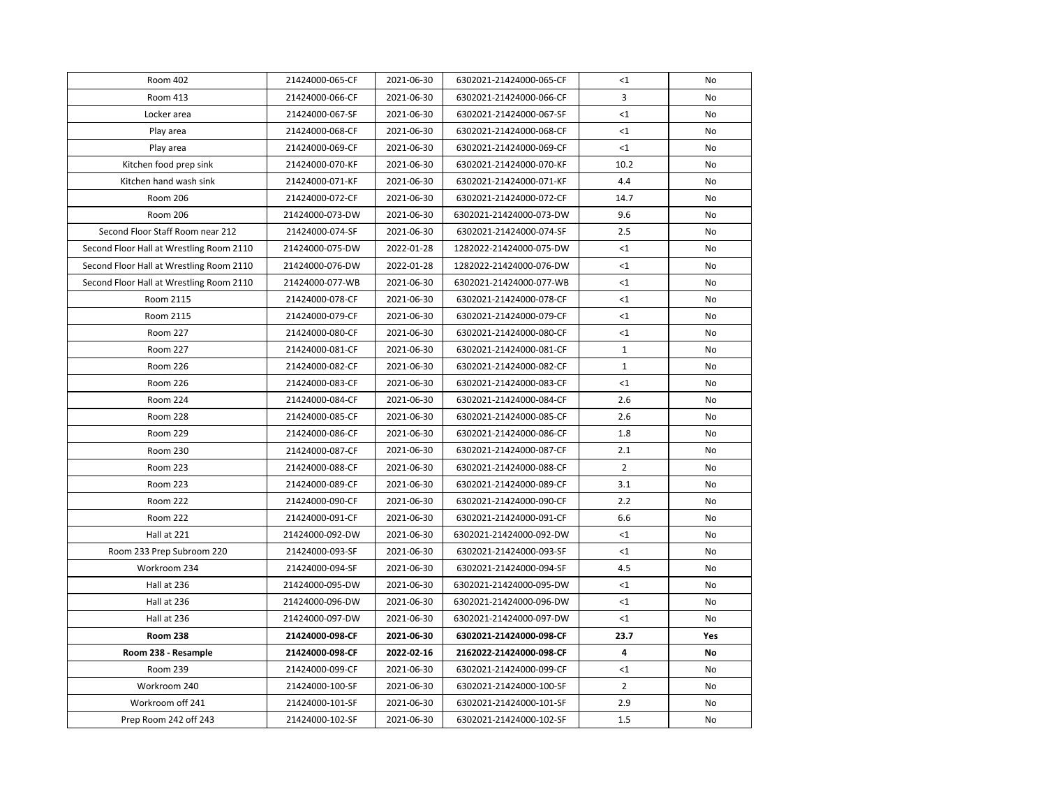| Room 402 | 21424000-065-CF | 2021-06-30 | 6302021-21424000-065-CF | <1 | No |
|---|---|---|---|---|---|
| Room 413 | 21424000-066-CF | 2021-06-30 | 6302021-21424000-066-CF | 3 | No |
| Locker area | 21424000-067-SF | 2021-06-30 | 6302021-21424000-067-SF | <1 | No |
| Play area | 21424000-068-CF | 2021-06-30 | 6302021-21424000-068-CF | <1 | No |
| Play area | 21424000-069-CF | 2021-06-30 | 6302021-21424000-069-CF | <1 | No |
| Kitchen food prep sink | 21424000-070-KF | 2021-06-30 | 6302021-21424000-070-KF | 10.2 | No |
| Kitchen hand wash sink | 21424000-071-KF | 2021-06-30 | 6302021-21424000-071-KF | 4.4 | No |
| Room 206 | 21424000-072-CF | 2021-06-30 | 6302021-21424000-072-CF | 14.7 | No |
| Room 206 | 21424000-073-DW | 2021-06-30 | 6302021-21424000-073-DW | 9.6 | No |
| Second Floor Staff Room near 212 | 21424000-074-SF | 2021-06-30 | 6302021-21424000-074-SF | 2.5 | No |
| Second Floor Hall at Wrestling Room 2110 | 21424000-075-DW | 2022-01-28 | 1282022-21424000-075-DW | <1 | No |
| Second Floor Hall at Wrestling Room 2110 | 21424000-076-DW | 2022-01-28 | 1282022-21424000-076-DW | <1 | No |
| Second Floor Hall at Wrestling Room 2110 | 21424000-077-WB | 2021-06-30 | 6302021-21424000-077-WB | <1 | No |
| Room 2115 | 21424000-078-CF | 2021-06-30 | 6302021-21424000-078-CF | <1 | No |
| Room 2115 | 21424000-079-CF | 2021-06-30 | 6302021-21424000-079-CF | <1 | No |
| Room 227 | 21424000-080-CF | 2021-06-30 | 6302021-21424000-080-CF | <1 | No |
| Room 227 | 21424000-081-CF | 2021-06-30 | 6302021-21424000-081-CF | 1 | No |
| Room 226 | 21424000-082-CF | 2021-06-30 | 6302021-21424000-082-CF | 1 | No |
| Room 226 | 21424000-083-CF | 2021-06-30 | 6302021-21424000-083-CF | <1 | No |
| Room 224 | 21424000-084-CF | 2021-06-30 | 6302021-21424000-084-CF | 2.6 | No |
| Room 228 | 21424000-085-CF | 2021-06-30 | 6302021-21424000-085-CF | 2.6 | No |
| Room 229 | 21424000-086-CF | 2021-06-30 | 6302021-21424000-086-CF | 1.8 | No |
| Room 230 | 21424000-087-CF | 2021-06-30 | 6302021-21424000-087-CF | 2.1 | No |
| Room 223 | 21424000-088-CF | 2021-06-30 | 6302021-21424000-088-CF | 2 | No |
| Room 223 | 21424000-089-CF | 2021-06-30 | 6302021-21424000-089-CF | 3.1 | No |
| Room 222 | 21424000-090-CF | 2021-06-30 | 6302021-21424000-090-CF | 2.2 | No |
| Room 222 | 21424000-091-CF | 2021-06-30 | 6302021-21424000-091-CF | 6.6 | No |
| Hall at 221 | 21424000-092-DW | 2021-06-30 | 6302021-21424000-092-DW | <1 | No |
| Room 233 Prep Subroom 220 | 21424000-093-SF | 2021-06-30 | 6302021-21424000-093-SF | <1 | No |
| Workroom 234 | 21424000-094-SF | 2021-06-30 | 6302021-21424000-094-SF | 4.5 | No |
| Hall at 236 | 21424000-095-DW | 2021-06-30 | 6302021-21424000-095-DW | <1 | No |
| Hall at 236 | 21424000-096-DW | 2021-06-30 | 6302021-21424000-096-DW | <1 | No |
| Hall at 236 | 21424000-097-DW | 2021-06-30 | 6302021-21424000-097-DW | <1 | No |
| **Room 238** | **21424000-098-CF** | **2021-06-30** | **6302021-21424000-098-CF** | **23.7** | **Yes** |
| **Room 238 - Resample** | **21424000-098-CF** | **2022-02-16** | **2162022-21424000-098-CF** | **4** | **No** |
| Room 239 | 21424000-099-CF | 2021-06-30 | 6302021-21424000-099-CF | <1 | No |
| Workroom 240 | 21424000-100-SF | 2021-06-30 | 6302021-21424000-100-SF | 2 | No |
| Workroom off 241 | 21424000-101-SF | 2021-06-30 | 6302021-21424000-101-SF | 2.9 | No |
| Prep Room 242 off 243 | 21424000-102-SF | 2021-06-30 | 6302021-21424000-102-SF | 1.5 | No |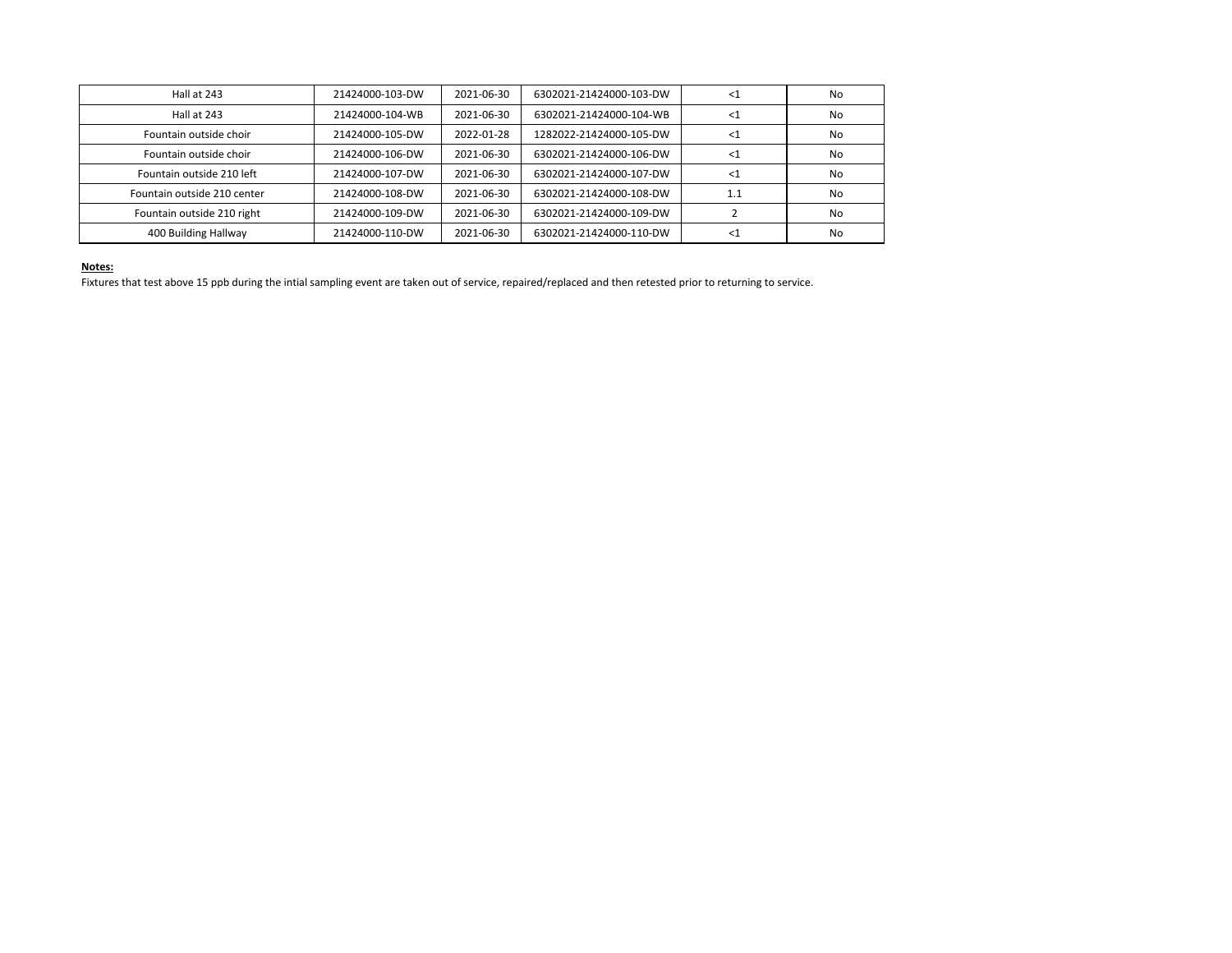| | | | | | |
|---|---|---|---|---|---|
| Hall at 243 | 21424000-103-DW | 2021-06-30 | 6302021-21424000-103-DW | <1 | No |
| Hall at 243 | 21424000-104-WB | 2021-06-30 | 6302021-21424000-104-WB | <1 | No |
| Fountain outside choir | 21424000-105-DW | 2022-01-28 | 1282022-21424000-105-DW | <1 | No |
| Fountain outside choir | 21424000-106-DW | 2021-06-30 | 6302021-21424000-106-DW | <1 | No |
| Fountain outside 210 left | 21424000-107-DW | 2021-06-30 | 6302021-21424000-107-DW | <1 | No |
| Fountain outside 210 center | 21424000-108-DW | 2021-06-30 | 6302021-21424000-108-DW | 1.1 | No |
| Fountain outside 210 right | 21424000-109-DW | 2021-06-30 | 6302021-21424000-109-DW | 2 | No |
| 400 Building Hallway | 21424000-110-DW | 2021-06-30 | 6302021-21424000-110-DW | <1 | No |

**Notes:**

Fixtures that test above 15 ppb during the intial sampling event are taken out of service, repaired/replaced and then retested prior to returning to service.